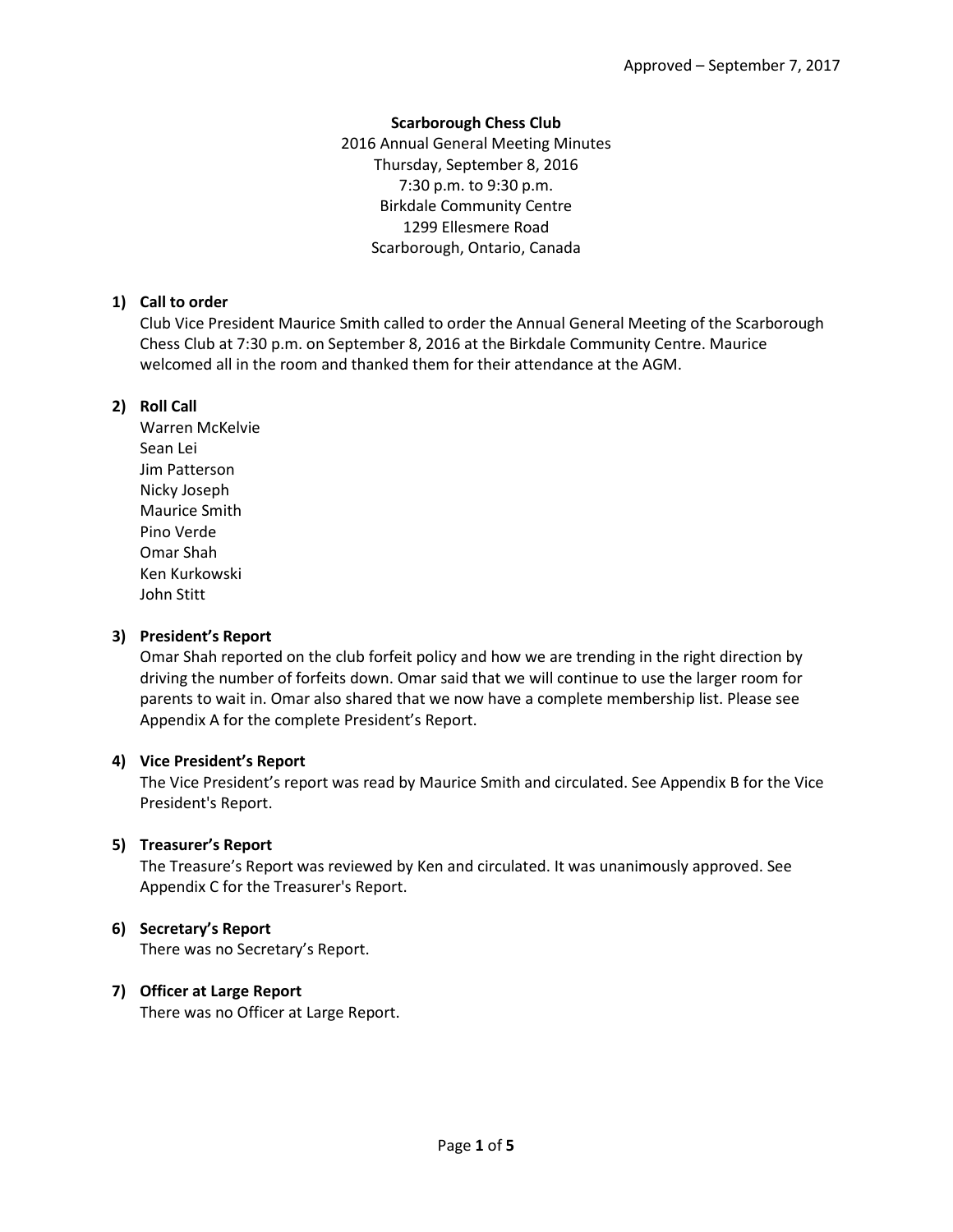Approved – September 7, 2017

**Scarborough Chess Club**

2016 Annual General Meeting Minutes
Thursday, September 8, 2016
7:30 p.m. to 9:30 p.m.
Birkdale Community Centre
1299 Ellesmere Road
Scarborough, Ontario, Canada

## 1) Call to order

Club Vice President Maurice Smith called to order the Annual General Meeting of the Scarborough Chess Club at 7:30 p.m. on September 8, 2016 at the Birkdale Community Centre. Maurice welcomed all in the room and thanked them for their attendance at the AGM.

## 2) Roll Call

Warren McKelvie
Sean Lei
Jim Patterson
Nicky Joseph
Maurice Smith
Pino Verde
Omar Shah
Ken Kurkowski
John Stitt

## 3) President's Report

Omar Shah reported on the club forfeit policy and how we are trending in the right direction by driving the number of forfeits down. Omar said that we will continue to use the larger room for parents to wait in. Omar also shared that we now have a complete membership list. Please see Appendix A for the complete President's Report.

## 4) Vice President's Report

The Vice President's report was read by Maurice Smith and circulated. See Appendix B for the Vice President's Report.

## 5) Treasurer's Report

The Treasure's Report was reviewed by Ken and circulated. It was unanimously approved. See Appendix C for the Treasurer's Report.

## 6) Secretary's Report

There was no Secretary's Report.

## 7) Officer at Large Report

There was no Officer at Large Report.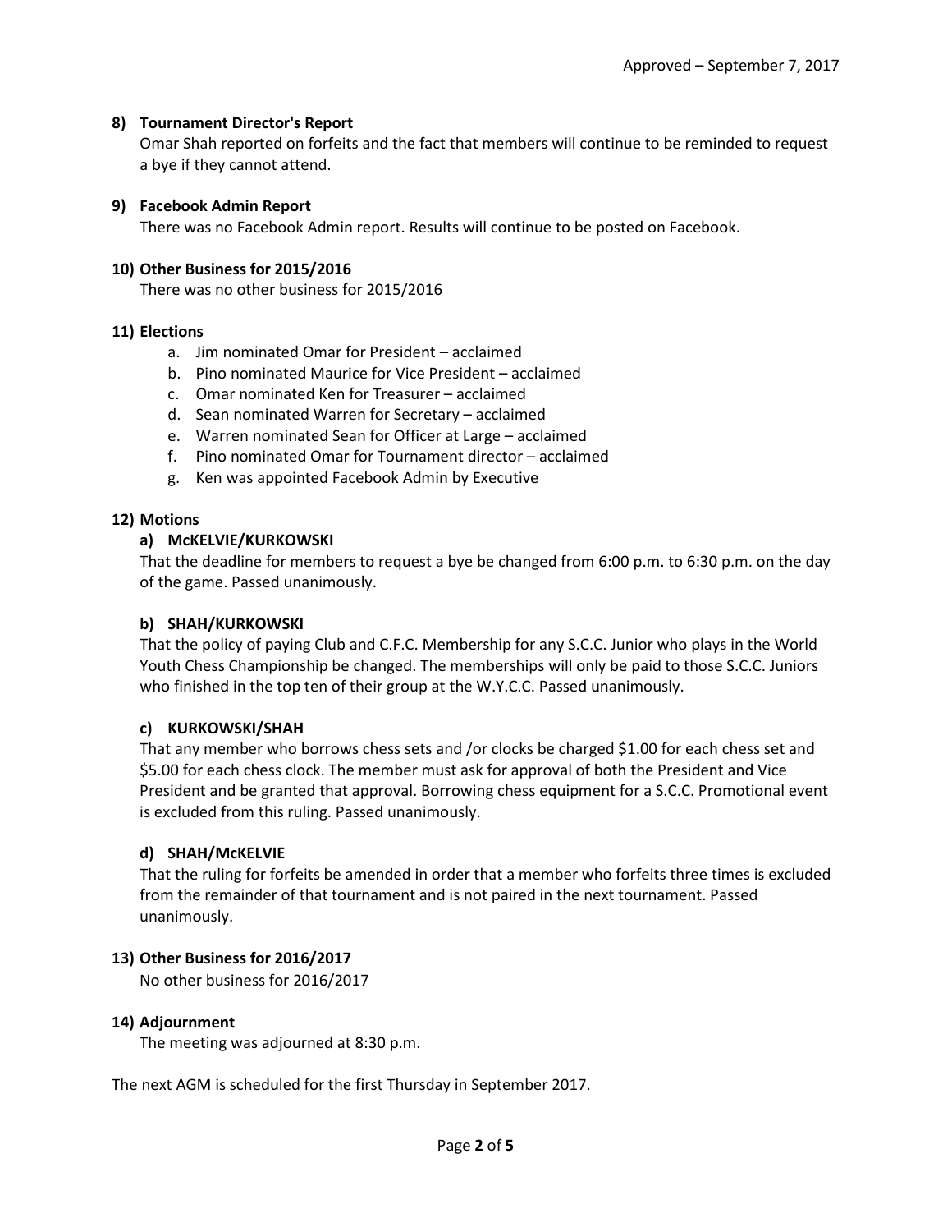Approved – September 7, 2017

**8) Tournament Director's Report**

Omar Shah reported on forfeits and the fact that members will continue to be reminded to request a bye if they cannot attend.

**9) Facebook Admin Report**

There was no Facebook Admin report. Results will continue to be posted on Facebook.

**10) Other Business for 2015/2016**

There was no other business for 2015/2016

**11) Elections**

a. Jim nominated Omar for President – acclaimed
b. Pino nominated Maurice for Vice President – acclaimed
c. Omar nominated Ken for Treasurer – acclaimed
d. Sean nominated Warren for Secretary – acclaimed
e. Warren nominated Sean for Officer at Large – acclaimed
f. Pino nominated Omar for Tournament director – acclaimed
g. Ken was appointed Facebook Admin by Executive

**12) Motions**

**a) McKELVIE/KURKOWSKI**

That the deadline for members to request a bye be changed from 6:00 p.m. to 6:30 p.m. on the day of the game. Passed unanimously.

**b) SHAH/KURKOWSKI**

That the policy of paying Club and C.F.C. Membership for any S.C.C. Junior who plays in the World Youth Chess Championship be changed. The memberships will only be paid to those S.C.C. Juniors who finished in the top ten of their group at the W.Y.C.C. Passed unanimously.

**c) KURKOWSKI/SHAH**

That any member who borrows chess sets and /or clocks be charged $1.00 for each chess set and $5.00 for each chess clock. The member must ask for approval of both the President and Vice President and be granted that approval. Borrowing chess equipment for a S.C.C. Promotional event is excluded from this ruling. Passed unanimously.

**d) SHAH/McKELVIE**

That the ruling for forfeits be amended in order that a member who forfeits three times is excluded from the remainder of that tournament and is not paired in the next tournament. Passed unanimously.

**13) Other Business for 2016/2017**

No other business for 2016/2017

**14) Adjournment**

The meeting was adjourned at 8:30 p.m.

The next AGM is scheduled for the first Thursday in September 2017.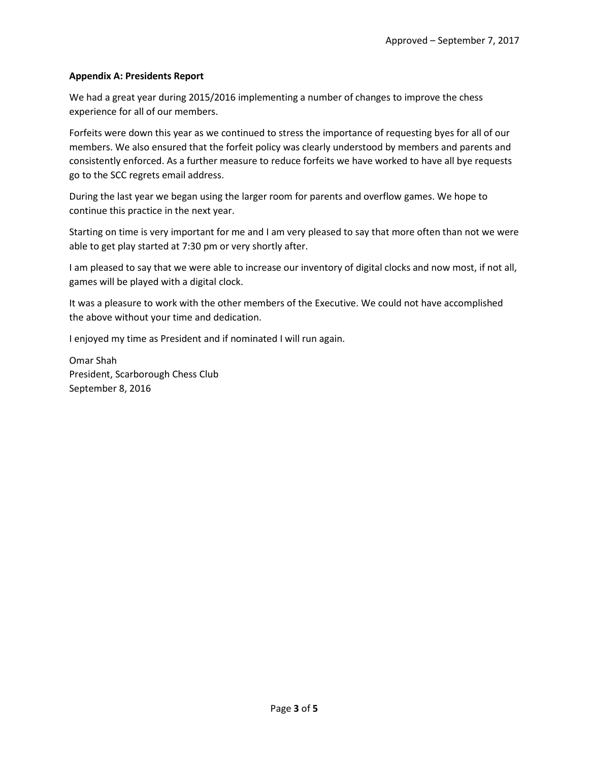Approved – September 7, 2017

**Appendix A: Presidents Report**

We had a great year during 2015/2016 implementing a number of changes to improve the chess experience for all of our members.

Forfeits were down this year as we continued to stress the importance of requesting byes for all of our members. We also ensured that the forfeit policy was clearly understood by members and parents and consistently enforced. As a further measure to reduce forfeits we have worked to have all bye requests go to the SCC regrets email address.

During the last year we began using the larger room for parents and overflow games. We hope to continue this practice in the next year.

Starting on time is very important for me and I am very pleased to say that more often than not we were able to get play started at 7:30 pm or very shortly after.

I am pleased to say that we were able to increase our inventory of digital clocks and now most, if not all, games will be played with a digital clock.

It was a pleasure to work with the other members of the Executive. We could not have accomplished the above without your time and dedication.

I enjoyed my time as President and if nominated I will run again.

Omar Shah
President, Scarborough Chess Club
September 8, 2016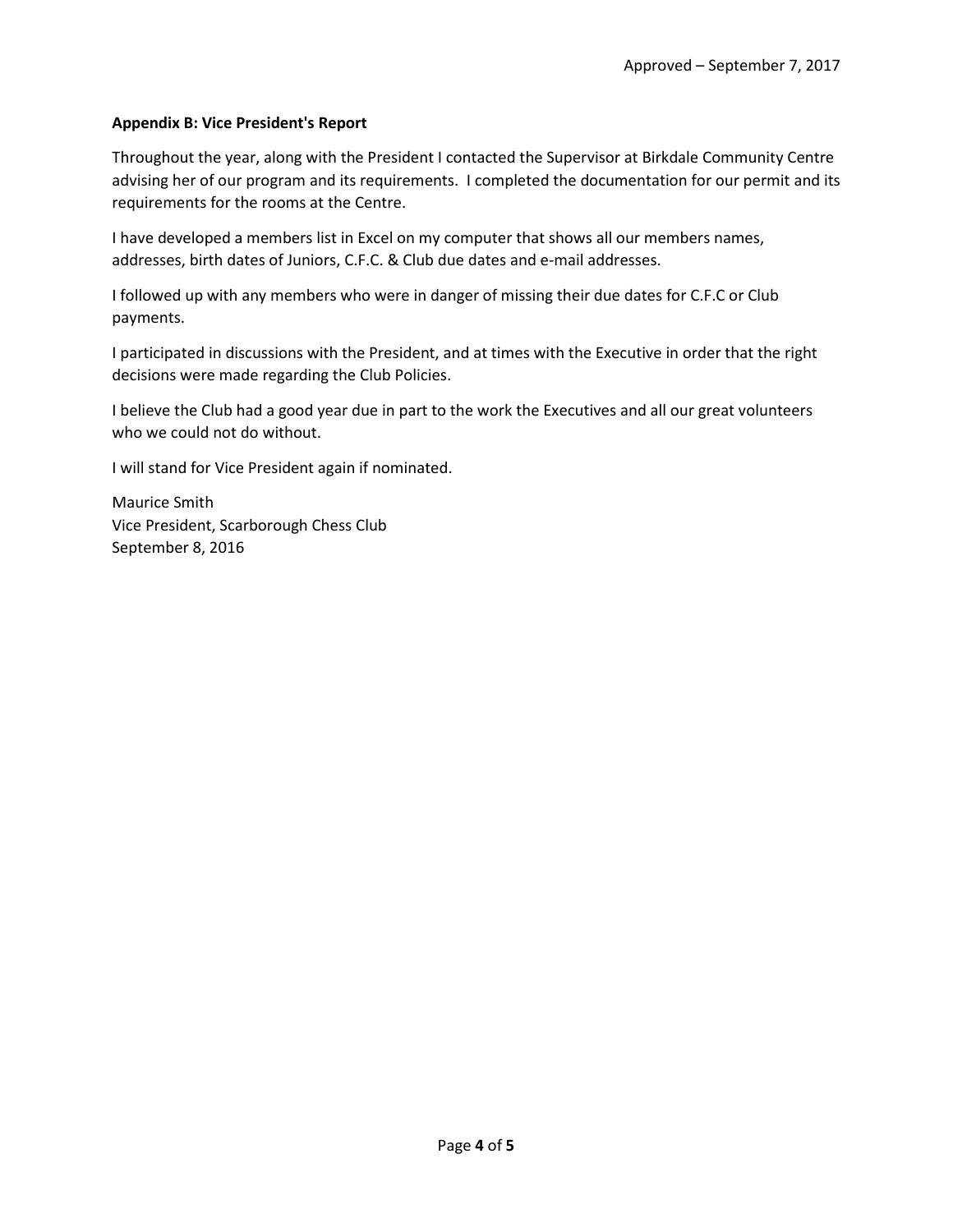Approved – September 7, 2017

**Appendix B: Vice President's Report**

Throughout the year, along with the President I contacted the Supervisor at Birkdale Community Centre advising her of our program and its requirements. I completed the documentation for our permit and its requirements for the rooms at the Centre.

I have developed a members list in Excel on my computer that shows all our members names, addresses, birth dates of Juniors, C.F.C. & Club due dates and e-mail addresses.

I followed up with any members who were in danger of missing their due dates for C.F.C or Club payments.

I participated in discussions with the President, and at times with the Executive in order that the right decisions were made regarding the Club Policies.

I believe the Club had a good year due in part to the work the Executives and all our great volunteers who we could not do without.

I will stand for Vice President again if nominated.

Maurice Smith
Vice President, Scarborough Chess Club
September 8, 2016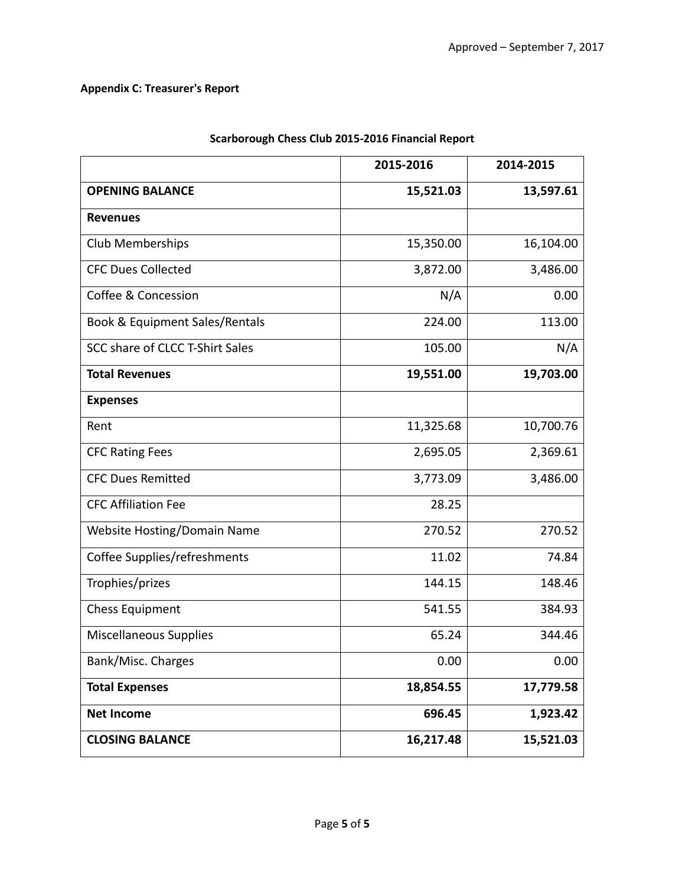Approved – September 7, 2017

**Appendix C: Treasurer's Report**

**Scarborough Chess Club 2015-2016 Financial Report**

| | 2015-2016 | 2014-2015 |
|---|---|---|
| **OPENING BALANCE** | **15,521.03** | **13,597.61** |
| **Revenues** | | |
| Club Memberships | 15,350.00 | 16,104.00 |
| CFC Dues Collected | 3,872.00 | 3,486.00 |
| Coffee & Concession | N/A | 0.00 |
| Book & Equipment Sales/Rentals | 224.00 | 113.00 |
| SCC share of CLCC T-Shirt Sales | 105.00 | N/A |
| **Total Revenues** | **19,551.00** | **19,703.00** |
| **Expenses** | | |
| Rent | 11,325.68 | 10,700.76 |
| CFC Rating Fees | 2,695.05 | 2,369.61 |
| CFC Dues Remitted | 3,773.09 | 3,486.00 |
| CFC Affiliation Fee | 28.25 | |
| Website Hosting/Domain Name | 270.52 | 270.52 |
| Coffee Supplies/refreshments | 11.02 | 74.84 |
| Trophies/prizes | 144.15 | 148.46 |
| Chess Equipment | 541.55 | 384.93 |
| Miscellaneous Supplies | 65.24 | 344.46 |
| Bank/Misc. Charges | 0.00 | 0.00 |
| **Total Expenses** | **18,854.55** | **17,779.58** |
| **Net Income** | **696.45** | **1,923.42** |
| **CLOSING BALANCE** | **16,217.48** | **15,521.03** |